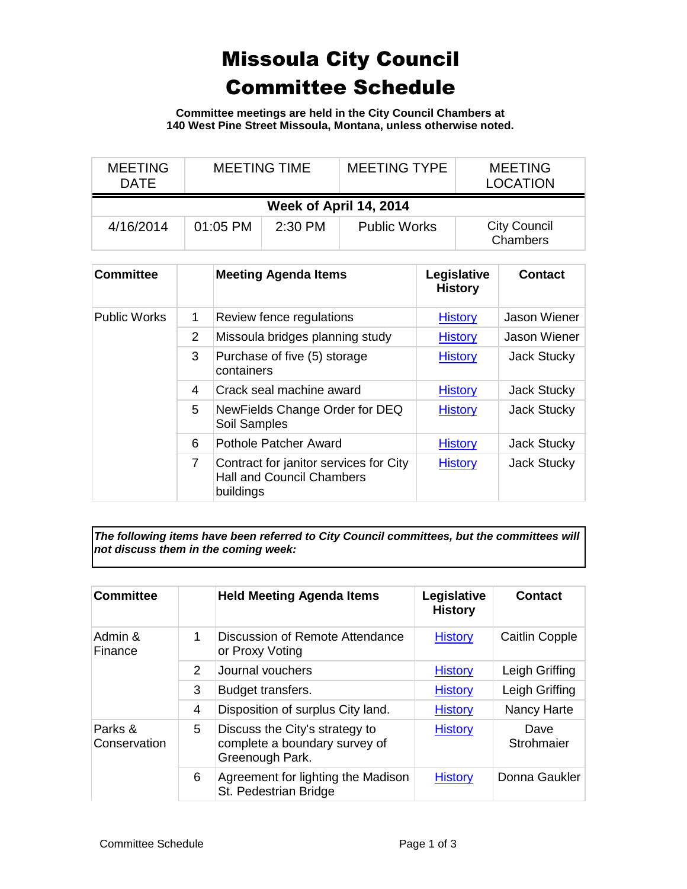# Missoula City Council Committee Schedule

**Committee meetings are held in the City Council Chambers at 140 West Pine Street Missoula, Montana, unless otherwise noted.**

| MEETING DATE | MEETING TIME | | MEETING TYPE | MEETING LOCATION |
|---|---|---|---|---|
| **Week of April 14, 2014** | | | | |
| 4/16/2014 | 01:05 PM | 2:30 PM | Public Works | City Council Chambers |

| Committee | | Meeting Agenda Items | Legislative History | Contact |
|---|---|---|---|---|
| Public Works | 1 | Review fence regulations | History | Jason Wiener |
| | 2 | Missoula bridges planning study | History | Jason Wiener |
| | 3 | Purchase of five (5) storage containers | History | Jack Stucky |
| | 4 | Crack seal machine award | History | Jack Stucky |
| | 5 | NewFields Change Order for DEQ Soil Samples | History | Jack Stucky |
| | 6 | Pothole Patcher Award | History | Jack Stucky |
| | 7 | Contract for janitor services for City Hall and Council Chambers buildings | History | Jack Stucky |

***The following items have been referred to City Council committees, but the committees will not discuss them in the coming week:***

| Committee | | Held Meeting Agenda Items | Legislative History | Contact |
|---|---|---|---|---|
| Admin & Finance | 1 | Discussion of Remote Attendance or Proxy Voting | History | Caitlin Copple |
| | 2 | Journal vouchers | History | Leigh Griffing |
| | 3 | Budget transfers. | History | Leigh Griffing |
| | 4 | Disposition of surplus City land. | History | Nancy Harte |
| Parks & Conservation | 5 | Discuss the City's strategy to complete a boundary survey of Greenough Park. | History | Dave Strohmaier |
| | 6 | Agreement for lighting the Madison St. Pedestrian Bridge | History | Donna Gaukler |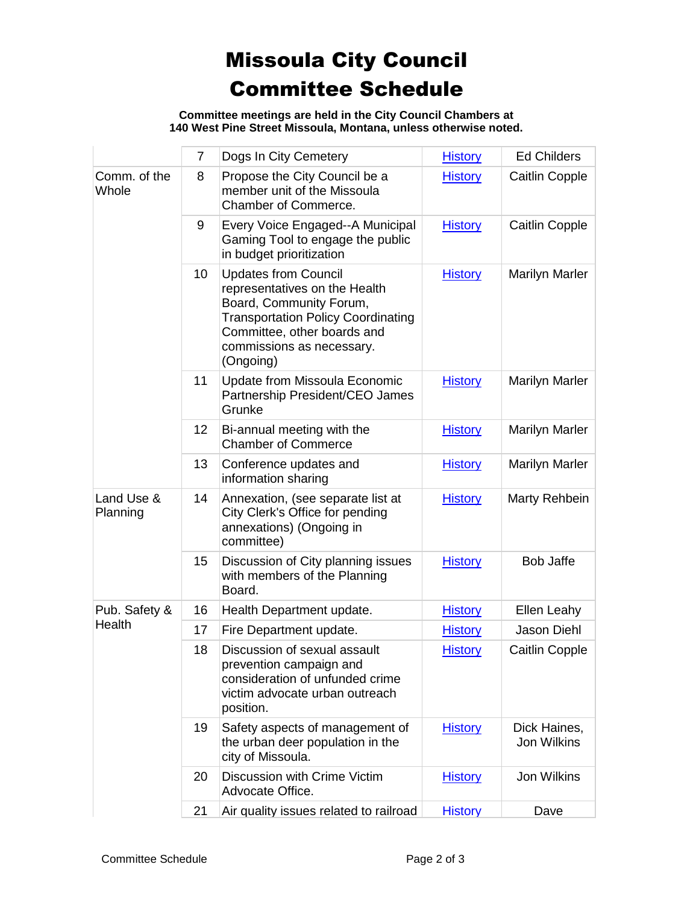# Missoula City Council Committee Schedule

**Committee meetings are held in the City Council Chambers at 140 West Pine Street Missoula, Montana, unless otherwise noted.**

| | | | | |
|---|---|---|---|---|
| | 7 | Dogs In City Cemetery | History | Ed Childers |
| Comm. of the Whole | 8 | Propose the City Council be a member unit of the Missoula Chamber of Commerce. | History | Caitlin Copple |
| | 9 | Every Voice Engaged--A Municipal Gaming Tool to engage the public in budget prioritization | History | Caitlin Copple |
| | 10 | Updates from Council representatives on the Health Board, Community Forum, Transportation Policy Coordinating Committee, other boards and commissions as necessary. (Ongoing) | History | Marilyn Marler |
| | 11 | Update from Missoula Economic Partnership President/CEO James Grunke | History | Marilyn Marler |
| | 12 | Bi-annual meeting with the Chamber of Commerce | History | Marilyn Marler |
| | 13 | Conference updates and information sharing | History | Marilyn Marler |
| Land Use & Planning | 14 | Annexation, (see separate list at City Clerk's Office for pending annexations) (Ongoing in committee) | History | Marty Rehbein |
| | 15 | Discussion of City planning issues with members of the Planning Board. | History | Bob Jaffe |
| Pub. Safety & Health | 16 | Health Department update. | History | Ellen Leahy |
| | 17 | Fire Department update. | History | Jason Diehl |
| | 18 | Discussion of sexual assault prevention campaign and consideration of unfunded crime victim advocate urban outreach position. | History | Caitlin Copple |
| | 19 | Safety aspects of management of the urban deer population in the city of Missoula. | History | Dick Haines, Jon Wilkins |
| | 20 | Discussion with Crime Victim Advocate Office. | History | Jon Wilkins |
| | 21 | Air quality issues related to railroad | History | Dave |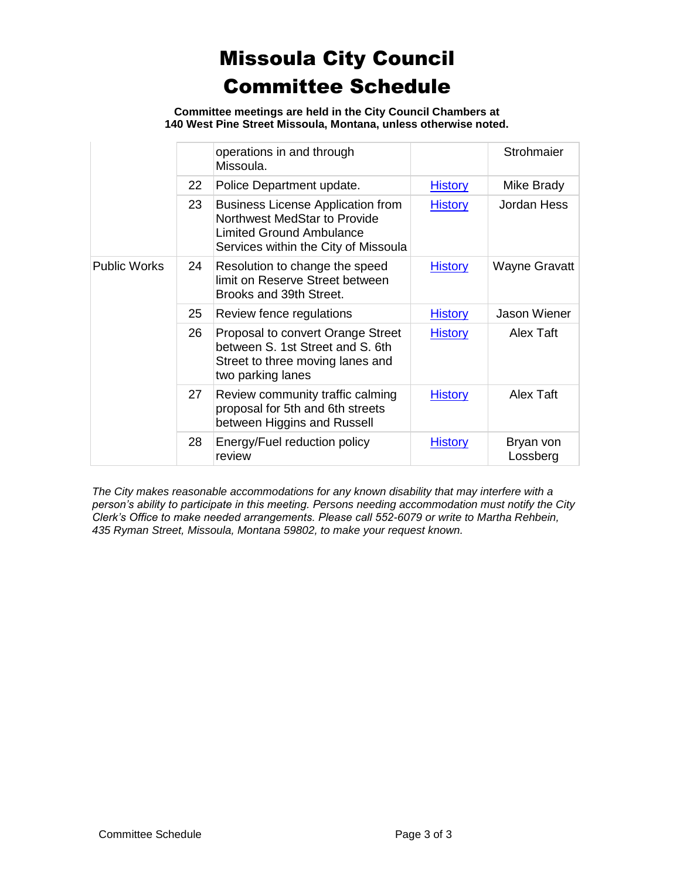# Missoula City Council Committee Schedule

**Committee meetings are held in the City Council Chambers at 140 West Pine Street Missoula, Montana, unless otherwise noted.**

| | | | | |
|---|---|---|---|---|
| | | operations in and through Missoula. | | Strohmaier |
| | 22 | Police Department update. | History | Mike Brady |
| | 23 | Business License Application from Northwest MedStar to Provide Limited Ground Ambulance Services within the City of Missoula | History | Jordan Hess |
| Public Works | 24 | Resolution to change the speed limit on Reserve Street between Brooks and 39th Street. | History | Wayne Gravatt |
| | 25 | Review fence regulations | History | Jason Wiener |
| | 26 | Proposal to convert Orange Street between S. 1st Street and S. 6th Street to three moving lanes and two parking lanes | History | Alex Taft |
| | 27 | Review community traffic calming proposal for 5th and 6th streets between Higgins and Russell | History | Alex Taft |
| | 28 | Energy/Fuel reduction policy review | History | Bryan von Lossberg |

*The City makes reasonable accommodations for any known disability that may interfere with a person's ability to participate in this meeting. Persons needing accommodation must notify the City Clerk's Office to make needed arrangements. Please call 552-6079 or write to Martha Rehbein, 435 Ryman Street, Missoula, Montana 59802, to make your request known.*